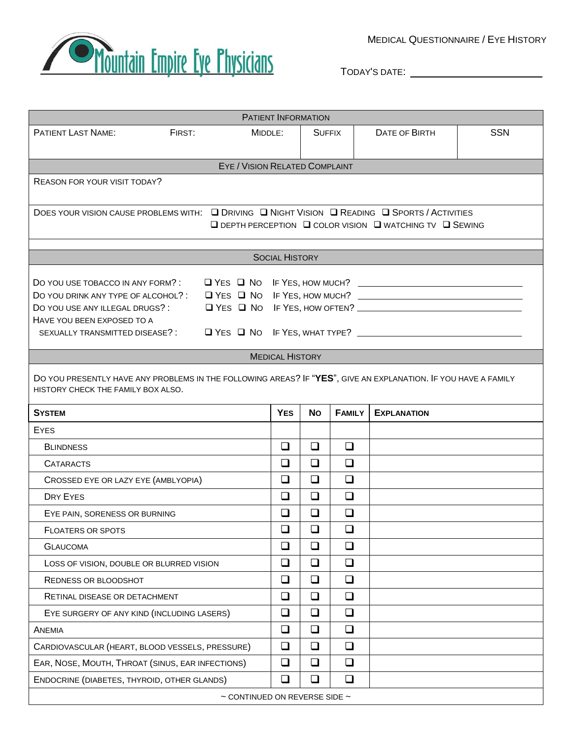# Mountain Empire Eye Physicians

MEDICAL QUESTIONNAIRE / EYE HISTORY

TODAY'S DATE: ______________________

## PATIENT INFORMATION

| PATIENT LAST NAME: | FIRST: | MIDDLE: | SUFFIX | DATE OF BIRTH | SSN |
|---|---|---|---|---|---|
| | | | | | |

## EYE / VISION RELATED COMPLAINT

REASON FOR YOUR VISIT TODAY?

DOES YOUR VISION CAUSE PROBLEMS WITH: ❑ DRIVING ❑ NIGHT VISION ❑ READING ❑ SPORTS / ACTIVITIES ❑ DEPTH PERCEPTION ❑ COLOR VISION ❑ WATCHING TV ❑ SEWING

## SOCIAL HISTORY

DO YOU USE TOBACCO IN ANY FORM? : ❑ YES ❑ NO IF YES, HOW MUCH? ______________________

DO YOU DRINK ANY TYPE OF ALCOHOL? : ❑ YES ❑ NO IF YES, HOW MUCH? ______________________

DO YOU USE ANY ILLEGAL DRUGS? : ❑ YES ❑ NO IF YES, HOW OFTEN? ______________________

HAVE YOU BEEN EXPOSED TO A SEXUALLY TRANSMITTED DISEASE? : ❑ YES ❑ NO IF YES, WHAT TYPE? ______________________

## MEDICAL HISTORY

DO YOU PRESENTLY HAVE ANY PROBLEMS IN THE FOLLOWING AREAS? IF "**YES**", GIVE AN EXPLANATION. IF YOU HAVE A FAMILY HISTORY CHECK THE FAMILY BOX ALSO.

| **SYSTEM** | **YES** | **NO** | **FAMILY** | **EXPLANATION** |
|---|---|---|---|---|
| EYES | | | | |
| BLINDNESS | ❑ | ❑ | ❑ | |
| CATARACTS | ❑ | ❑ | ❑ | |
| CROSSED EYE OR LAZY EYE (AMBLYOPIA) | ❑ | ❑ | ❑ | |
| DRY EYES | ❑ | ❑ | ❑ | |
| EYE PAIN, SORENESS OR BURNING | ❑ | ❑ | ❑ | |
| FLOATERS OR SPOTS | ❑ | ❑ | ❑ | |
| GLAUCOMA | ❑ | ❑ | ❑ | |
| LOSS OF VISION, DOUBLE OR BLURRED VISION | ❑ | ❑ | ❑ | |
| REDNESS OR BLOODSHOT | ❑ | ❑ | ❑ | |
| RETINAL DISEASE OR DETACHMENT | ❑ | ❑ | ❑ | |
| EYE SURGERY OF ANY KIND (INCLUDING LASERS) | ❑ | ❑ | ❑ | |
| ANEMIA | ❑ | ❑ | ❑ | |
| CARDIOVASCULAR (HEART, BLOOD VESSELS, PRESSURE) | ❑ | ❑ | ❑ | |
| EAR, NOSE, MOUTH, THROAT (SINUS, EAR INFECTIONS) | ❑ | ❑ | ❑ | |
| ENDOCRINE (DIABETES, THYROID, OTHER GLANDS) | ❑ | ❑ | ❑ | |

~ CONTINUED ON REVERSE SIDE ~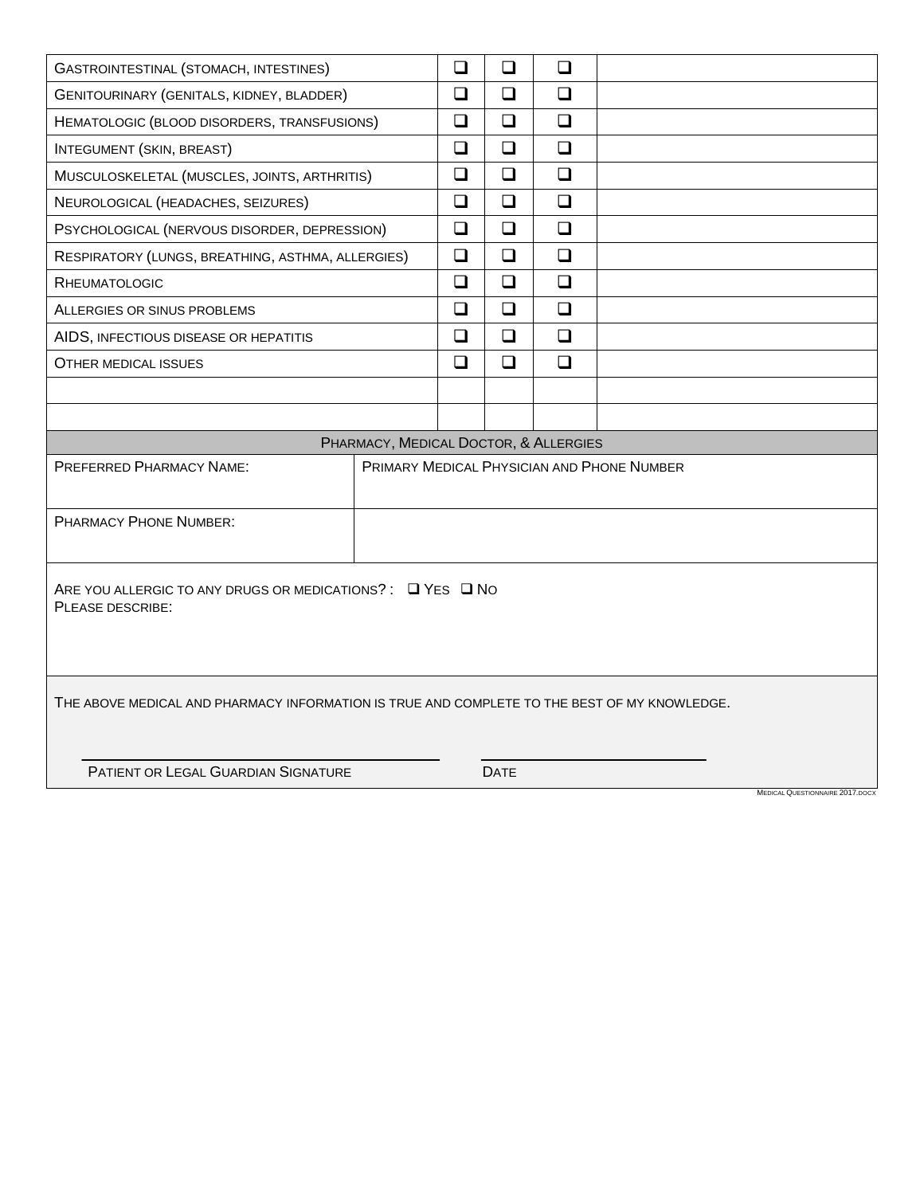| | | | | |
|---|---|---|---|---|
| Gastrointestinal (stomach, intestines) | ❑ | ❑ | ❑ | |
| Genitourinary (genitals, kidney, bladder) | ❑ | ❑ | ❑ | |
| Hematologic (blood disorders, transfusions) | ❑ | ❑ | ❑ | |
| Integument (skin, breast) | ❑ | ❑ | ❑ | |
| Musculoskeletal (muscles, joints, arthritis) | ❑ | ❑ | ❑ | |
| Neurological (headaches, seizures) | ❑ | ❑ | ❑ | |
| Psychological (nervous disorder, depression) | ❑ | ❑ | ❑ | |
| Respiratory (lungs, breathing, asthma, allergies) | ❑ | ❑ | ❑ | |
| Rheumatologic | ❑ | ❑ | ❑ | |
| Allergies or sinus problems | ❑ | ❑ | ❑ | |
| AIDS, infectious disease or hepatitis | ❑ | ❑ | ❑ | |
| Other medical issues | ❑ | ❑ | ❑ | |
| | | | | |
| | | | | |

## Pharmacy, Medical Doctor, & Allergies

| | |
|---|---|
| Preferred Pharmacy Name: | Primary Medical Physician and Phone Number |
| Pharmacy Phone Number: | |

Are you allergic to any drugs or medications? : ❑ Yes ❑ No

Please describe:

The above medical and pharmacy information is true and complete to the best of my knowledge.

\_\_\_\_\_\_\_\_\_\_\_\_\_\_\_\_\_\_\_\_\_\_\_\_\_\_\_\_\_\_\_\_\_\_\_\_\_\_\_\_ \_\_\_\_\_\_\_\_\_\_\_\_\_\_\_\_\_\_\_\_\_\_\_\_\_\_

Patient or Legal Guardian Signature Date

Medical Questionnaire 2017.docx